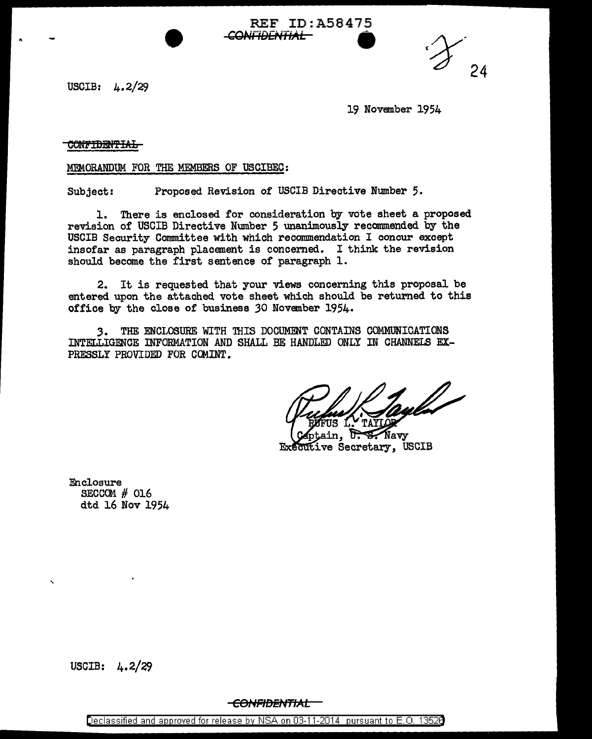REF ID:A58475

~~CONFIDENTIAL~~

24

USCIB: 4.2/29

19 November 1954

~~CONFIDENTIAL~~

MEMORANDUM FOR THE MEMBERS OF USCIBEC:

Subject: Proposed Revision of USCIB Directive Number 5.

1. There is enclosed for consideration by vote sheet a proposed revision of USCIB Directive Number 5 unanimously recommended by the USCIB Security Committee with which recommendation I concur except insofar as paragraph placement is concerned. I think the revision should become the first sentence of paragraph 1.

2. It is requested that your views concerning this proposal be entered upon the attached vote sheet which should be returned to this office by the close of business 30 November 1954.

3. THE ENCLOSURE WITH THIS DOCUMENT CONTAINS COMMUNICATIONS INTELLIGENCE INFORMATION AND SHALL BE HANDLED ONLY IN CHANNELS EXPRESSLY PROVIDED FOR COMINT.

RUFUS L. TAYLOR
Captain, U. S. Navy
Executive Secretary, USCIB

Enclosure
SECCOM # 016
dtd 16 Nov 1954

USCIB: 4.2/29

~~CONFIDENTIAL~~

Declassified and approved for release by NSA on 03-11-2014 pursuant to E.O. 13526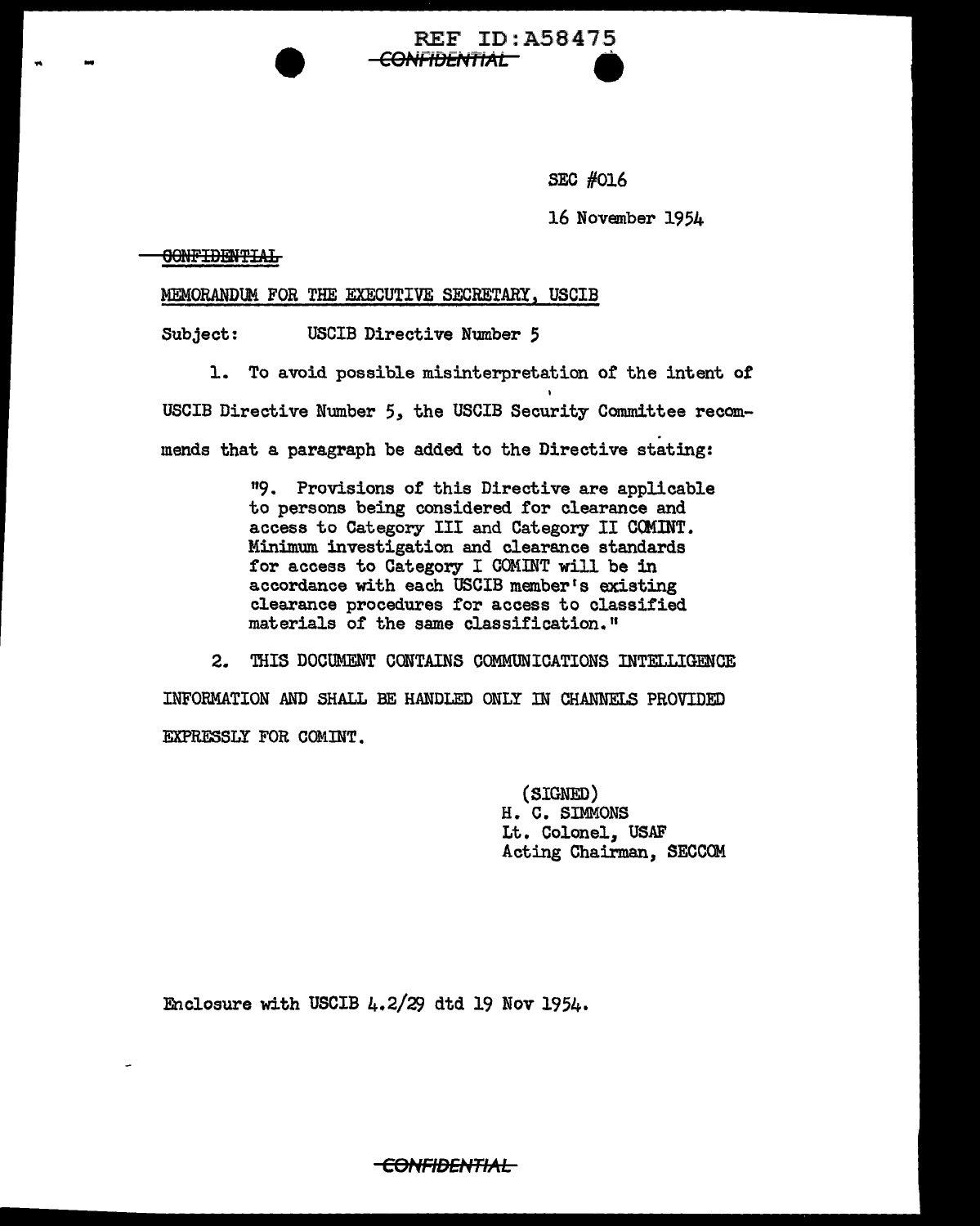REF ID:A58475

~~CONFIDENTIAL~~

SEC #016

16 November 1954

~~CONFIDENTIAL~~

MEMORANDUM FOR THE EXECUTIVE SECRETARY, USCIB

Subject: USCIB Directive Number 5

1. To avoid possible misinterpretation of the intent of USCIB Directive Number 5, the USCIB Security Committee recommends that a paragraph be added to the Directive stating:

> "9. Provisions of this Directive are applicable to persons being considered for clearance and access to Category III and Category II COMINT. Minimum investigation and clearance standards for access to Category I COMINT will be in accordance with each USCIB member's existing clearance procedures for access to classified materials of the same classification."

2. THIS DOCUMENT CONTAINS COMMUNICATIONS INTELLIGENCE INFORMATION AND SHALL BE HANDLED ONLY IN CHANNELS PROVIDED EXPRESSLY FOR COMINT.

(SIGNED)
H. C. SIMMONS
Lt. Colonel, USAF
Acting Chairman, SECCOM

Enclosure with USCIB 4.2/29 dtd 19 Nov 1954.

~~CONFIDENTIAL~~